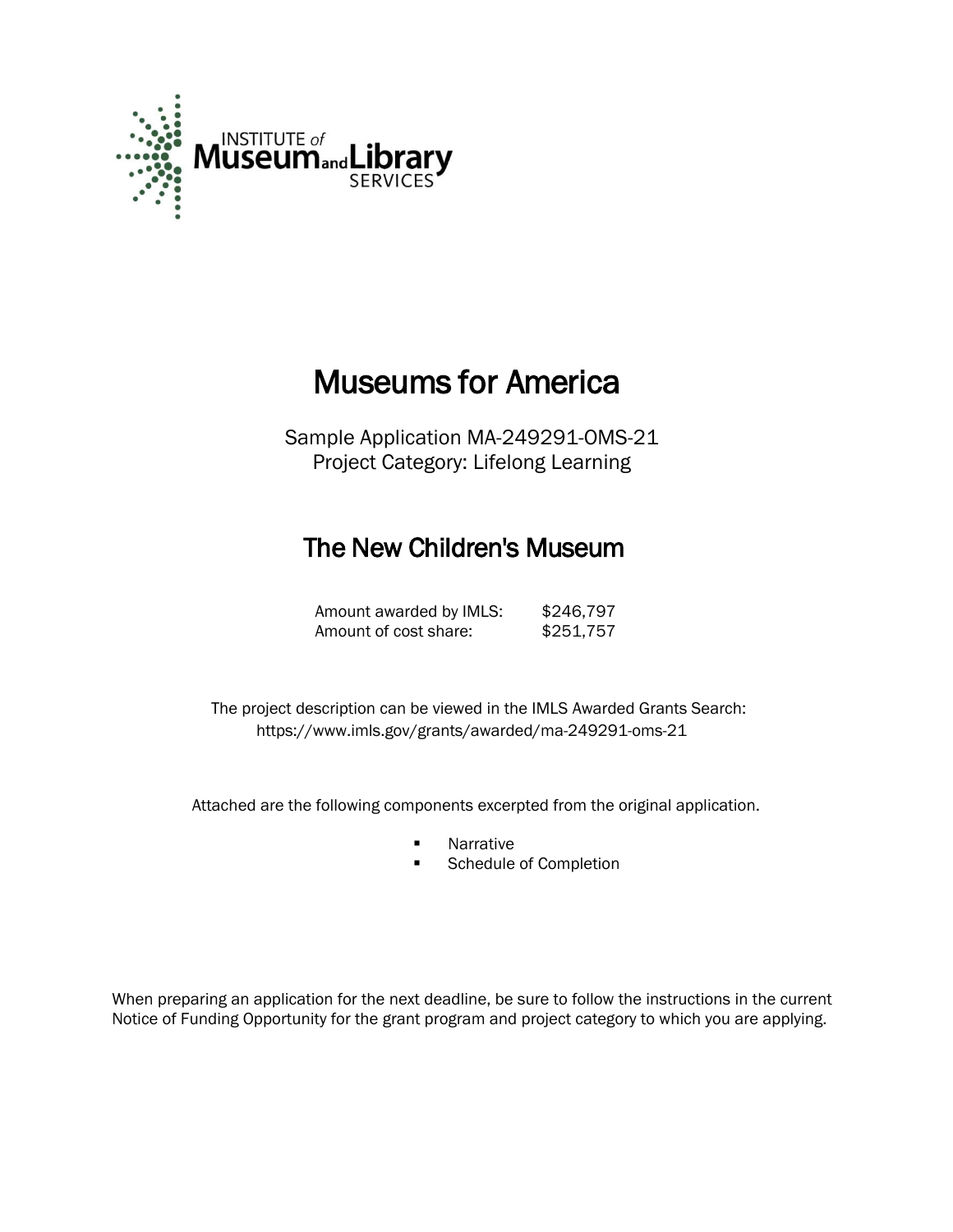INSTITUTE of Museum and Library SERVICES

# Museums for America

Sample Application MA-249291-OMS-21
Project Category: Lifelong Learning

## The New Children's Museum

| | |
|---|---|
| Amount awarded by IMLS: | $246,797 |
| Amount of cost share: | $251,757 |

The project description can be viewed in the IMLS Awarded Grants Search:
https://www.imls.gov/grants/awarded/ma-249291-oms-21

Attached are the following components excerpted from the original application.

- Narrative
- Schedule of Completion

When preparing an application for the next deadline, be sure to follow the instructions in the current Notice of Funding Opportunity for the grant program and project category to which you are applying.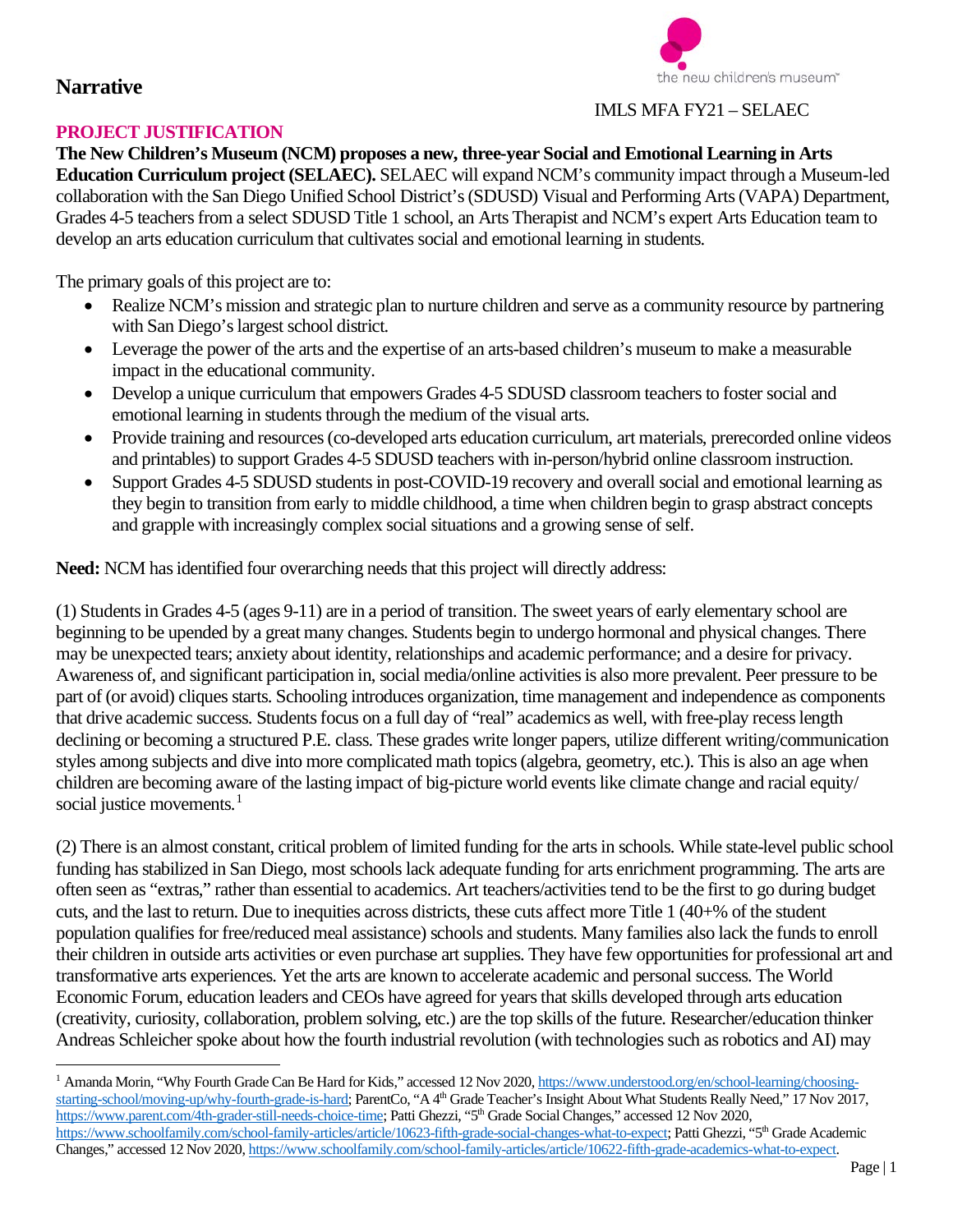# Narrative

IMLS MFA FY21 – SELAEC

## PROJECT JUSTIFICATION

**The New Children's Museum (NCM) proposes a new, three-year Social and Emotional Learning in Arts Education Curriculum project (SELAEC).** SELAEC will expand NCM's community impact through a Museum-led collaboration with the San Diego Unified School District's (SDUSD) Visual and Performing Arts (VAPA) Department, Grades 4-5 teachers from a select SDUSD Title 1 school, an Arts Therapist and NCM's expert Arts Education team to develop an arts education curriculum that cultivates social and emotional learning in students.

The primary goals of this project are to:

- Realize NCM's mission and strategic plan to nurture children and serve as a community resource by partnering with San Diego's largest school district.
- Leverage the power of the arts and the expertise of an arts-based children's museum to make a measurable impact in the educational community.
- Develop a unique curriculum that empowers Grades 4-5 SDUSD classroom teachers to foster social and emotional learning in students through the medium of the visual arts.
- Provide training and resources (co-developed arts education curriculum, art materials, prerecorded online videos and printables) to support Grades 4-5 SDUSD teachers with in-person/hybrid online classroom instruction.
- Support Grades 4-5 SDUSD students in post-COVID-19 recovery and overall social and emotional learning as they begin to transition from early to middle childhood, a time when children begin to grasp abstract concepts and grapple with increasingly complex social situations and a growing sense of self.

**Need:** NCM has identified four overarching needs that this project will directly address:

(1) Students in Grades 4-5 (ages 9-11) are in a period of transition. The sweet years of early elementary school are beginning to be upended by a great many changes. Students begin to undergo hormonal and physical changes. There may be unexpected tears; anxiety about identity, relationships and academic performance; and a desire for privacy. Awareness of, and significant participation in, social media/online activities is also more prevalent. Peer pressure to be part of (or avoid) cliques starts. Schooling introduces organization, time management and independence as components that drive academic success. Students focus on a full day of "real" academics as well, with free-play recess length declining or becoming a structured P.E. class. These grades write longer papers, utilize different writing/communication styles among subjects and dive into more complicated math topics (algebra, geometry, etc.). This is also an age when children are becoming aware of the lasting impact of big-picture world events like climate change and racial equity/ social justice movements.[1]

(2) There is an almost constant, critical problem of limited funding for the arts in schools. While state-level public school funding has stabilized in San Diego, most schools lack adequate funding for arts enrichment programming. The arts are often seen as "extras," rather than essential to academics. Art teachers/activities tend to be the first to go during budget cuts, and the last to return. Due to inequities across districts, these cuts affect more Title 1 (40+% of the student population qualifies for free/reduced meal assistance) schools and students. Many families also lack the funds to enroll their children in outside arts activities or even purchase art supplies. They have few opportunities for professional art and transformative arts experiences. Yet the arts are known to accelerate academic and personal success. The World Economic Forum, education leaders and CEOs have agreed for years that skills developed through arts education (creativity, curiosity, collaboration, problem solving, etc.) are the top skills of the future. Researcher/education thinker Andreas Schleicher spoke about how the fourth industrial revolution (with technologies such as robotics and AI) may

---

[1] Amanda Morin, "Why Fourth Grade Can Be Hard for Kids," accessed 12 Nov 2020, https://www.understood.org/en/school-learning/choosing-starting-school/moving-up/why-fourth-grade-is-hard; ParentCo, "A 4th Grade Teacher's Insight About What Students Really Need," 17 Nov 2017, https://www.parent.com/4th-grader-still-needs-choice-time; Patti Ghezzi, "5th Grade Social Changes," accessed 12 Nov 2020, https://www.schoolfamily.com/school-family-articles/article/10623-fifth-grade-social-changes-what-to-expect; Patti Ghezzi, "5th Grade Academic Changes," accessed 12 Nov 2020, https://www.schoolfamily.com/school-family-articles/article/10622-fifth-grade-academics-what-to-expect.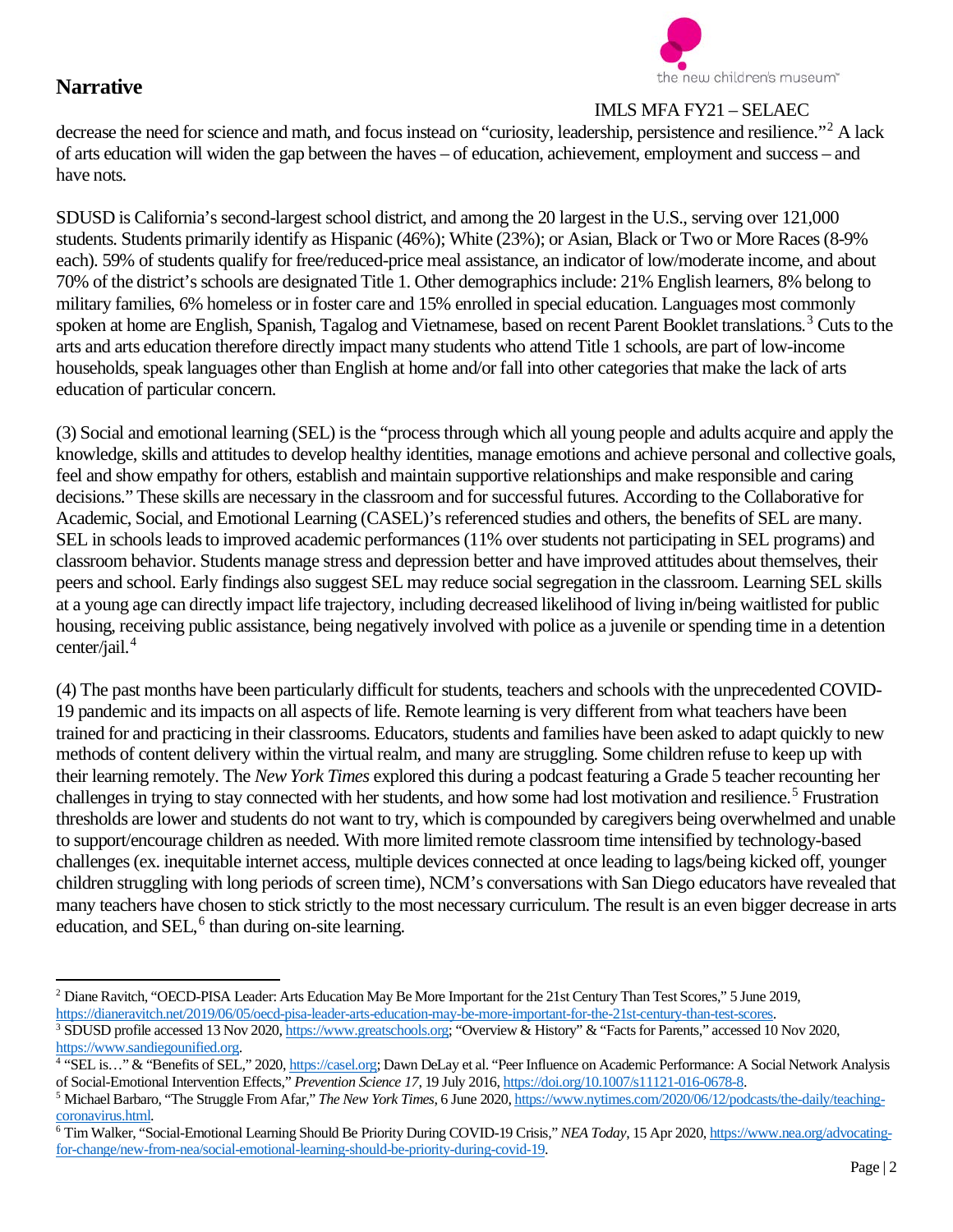decrease the need for science and math, and focus instead on "curiosity, leadership, persistence and resilience."[2] A lack of arts education will widen the gap between the haves – of education, achievement, employment and success – and have nots.

SDUSD is California's second-largest school district, and among the 20 largest in the U.S., serving over 121,000 students. Students primarily identify as Hispanic (46%); White (23%); or Asian, Black or Two or More Races (8-9% each). 59% of students qualify for free/reduced-price meal assistance, an indicator of low/moderate income, and about 70% of the district's schools are designated Title 1. Other demographics include: 21% English learners, 8% belong to military families, 6% homeless or in foster care and 15% enrolled in special education. Languages most commonly spoken at home are English, Spanish, Tagalog and Vietnamese, based on recent Parent Booklet translations.[3] Cuts to the arts and arts education therefore directly impact many students who attend Title 1 schools, are part of low-income households, speak languages other than English at home and/or fall into other categories that make the lack of arts education of particular concern.

(3) Social and emotional learning (SEL) is the "process through which all young people and adults acquire and apply the knowledge, skills and attitudes to develop healthy identities, manage emotions and achieve personal and collective goals, feel and show empathy for others, establish and maintain supportive relationships and make responsible and caring decisions." These skills are necessary in the classroom and for successful futures. According to the Collaborative for Academic, Social, and Emotional Learning (CASEL)'s referenced studies and others, the benefits of SEL are many. SEL in schools leads to improved academic performances (11% over students not participating in SEL programs) and classroom behavior. Students manage stress and depression better and have improved attitudes about themselves, their peers and school. Early findings also suggest SEL may reduce social segregation in the classroom. Learning SEL skills at a young age can directly impact life trajectory, including decreased likelihood of living in/being waitlisted for public housing, receiving public assistance, being negatively involved with police as a juvenile or spending time in a detention center/jail.[4]

(4) The past months have been particularly difficult for students, teachers and schools with the unprecedented COVID-19 pandemic and its impacts on all aspects of life. Remote learning is very different from what teachers have been trained for and practicing in their classrooms. Educators, students and families have been asked to adapt quickly to new methods of content delivery within the virtual realm, and many are struggling. Some children refuse to keep up with their learning remotely. The *New York Times* explored this during a podcast featuring a Grade 5 teacher recounting her challenges in trying to stay connected with her students, and how some had lost motivation and resilience.[5] Frustration thresholds are lower and students do not want to try, which is compounded by caregivers being overwhelmed and unable to support/encourage children as needed. With more limited remote classroom time intensified by technology-based challenges (ex. inequitable internet access, multiple devices connected at once leading to lags/being kicked off, younger children struggling with long periods of screen time), NCM's conversations with San Diego educators have revealed that many teachers have chosen to stick strictly to the most necessary curriculum. The result is an even bigger decrease in arts education, and SEL,[6] than during on-site learning.

---

[2] Diane Ravitch, "OECD-PISA Leader: Arts Education May Be More Important for the 21st Century Than Test Scores," 5 June 2019, https://dianeravitch.net/2019/06/05/oecd-pisa-leader-arts-education-may-be-more-important-for-the-21st-century-than-test-scores.

[3] SDUSD profile accessed 13 Nov 2020, https://www.greatschools.org; "Overview & History" & "Facts for Parents," accessed 10 Nov 2020, https://www.sandiegounified.org.

[4] "SEL is…" & "Benefits of SEL," 2020, https://casel.org; Dawn DeLay et al. "Peer Influence on Academic Performance: A Social Network Analysis of Social-Emotional Intervention Effects," *Prevention Science 17*, 19 July 2016, https://doi.org/10.1007/s11121-016-0678-8.

[5] Michael Barbaro, "The Struggle From Afar," *The New York Times*, 6 June 2020, https://www.nytimes.com/2020/06/12/podcasts/the-daily/teaching-coronavirus.html.

[6] Tim Walker, "Social-Emotional Learning Should Be Priority During COVID-19 Crisis," *NEA Today*, 15 Apr 2020, https://www.nea.org/advocating-for-change/new-from-nea/social-emotional-learning-should-be-priority-during-covid-19.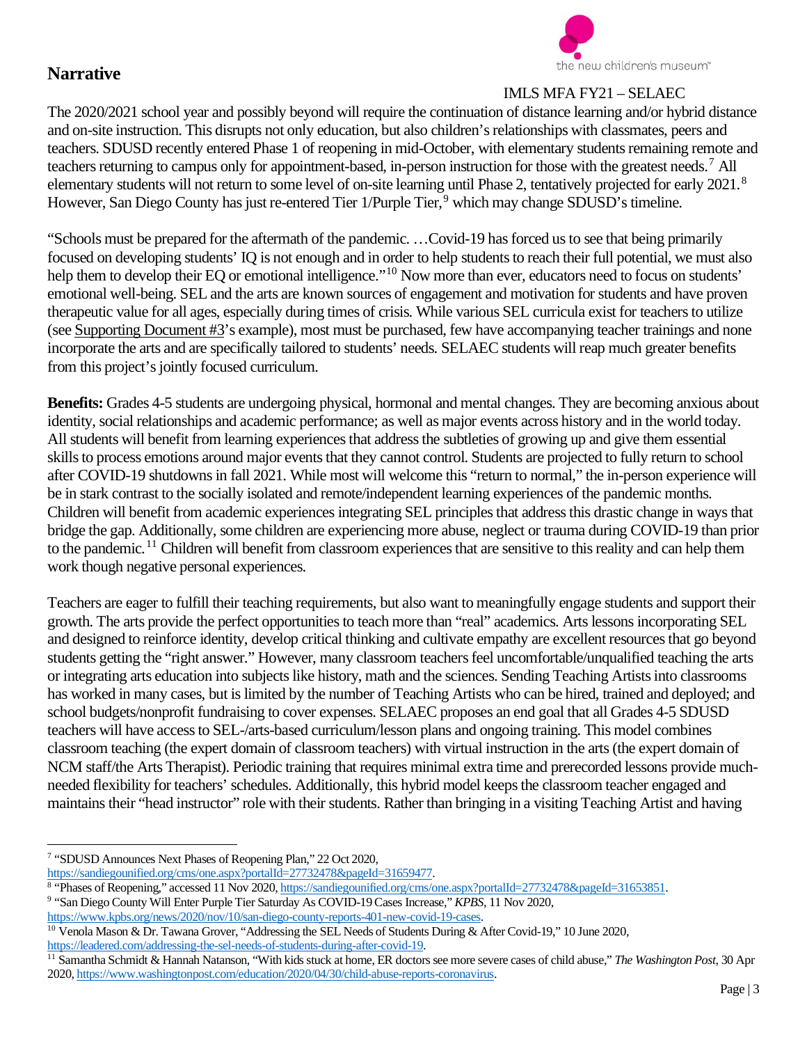## Narrative

The 2020/2021 school year and possibly beyond will require the continuation of distance learning and/or hybrid distance and on-site instruction. This disrupts not only education, but also children's relationships with classmates, peers and teachers. SDUSD recently entered Phase 1 of reopening in mid-October, with elementary students remaining remote and teachers returning to campus only for appointment-based, in-person instruction for those with the greatest needs.[7] All elementary students will not return to some level of on-site learning until Phase 2, tentatively projected for early 2021.[8] However, San Diego County has just re-entered Tier 1/Purple Tier,[9] which may change SDUSD's timeline.

"Schools must be prepared for the aftermath of the pandemic. …Covid-19 has forced us to see that being primarily focused on developing students' IQ is not enough and in order to help students to reach their full potential, we must also help them to develop their EQ or emotional intelligence."[10] Now more than ever, educators need to focus on students' emotional well-being. SEL and the arts are known sources of engagement and motivation for students and have proven therapeutic value for all ages, especially during times of crisis. While various SEL curricula exist for teachers to utilize (see Supporting Document #3's example), most must be purchased, few have accompanying teacher trainings and none incorporate the arts and are specifically tailored to students' needs. SELAEC students will reap much greater benefits from this project's jointly focused curriculum.

**Benefits:** Grades 4-5 students are undergoing physical, hormonal and mental changes. They are becoming anxious about identity, social relationships and academic performance; as well as major events across history and in the world today. All students will benefit from learning experiences that address the subtleties of growing up and give them essential skills to process emotions around major events that they cannot control. Students are projected to fully return to school after COVID-19 shutdowns in fall 2021. While most will welcome this "return to normal," the in-person experience will be in stark contrast to the socially isolated and remote/independent learning experiences of the pandemic months. Children will benefit from academic experiences integrating SEL principles that address this drastic change in ways that bridge the gap. Additionally, some children are experiencing more abuse, neglect or trauma during COVID-19 than prior to the pandemic.[11] Children will benefit from classroom experiences that are sensitive to this reality and can help them work though negative personal experiences.

Teachers are eager to fulfill their teaching requirements, but also want to meaningfully engage students and support their growth. The arts provide the perfect opportunities to teach more than "real" academics. Arts lessons incorporating SEL and designed to reinforce identity, develop critical thinking and cultivate empathy are excellent resources that go beyond students getting the "right answer." However, many classroom teachers feel uncomfortable/unqualified teaching the arts or integrating arts education into subjects like history, math and the sciences. Sending Teaching Artists into classrooms has worked in many cases, but is limited by the number of Teaching Artists who can be hired, trained and deployed; and school budgets/nonprofit fundraising to cover expenses. SELAEC proposes an end goal that all Grades 4-5 SDUSD teachers will have access to SEL-/arts-based curriculum/lesson plans and ongoing training. This model combines classroom teaching (the expert domain of classroom teachers) with virtual instruction in the arts (the expert domain of NCM staff/the Arts Therapist). Periodic training that requires minimal extra time and prerecorded lessons provide much-needed flexibility for teachers' schedules. Additionally, this hybrid model keeps the classroom teacher engaged and maintains their "head instructor" role with their students. Rather than bringing in a visiting Teaching Artist and having

---

[7] "SDUSD Announces Next Phases of Reopening Plan," 22 Oct 2020, https://sandiegounified.org/cms/one.aspx?portalId=27732478&pageId=31659477.

[8] "Phases of Reopening," accessed 11 Nov 2020, https://sandiegounified.org/cms/one.aspx?portalId=27732478&pageId=31653851.

[9] "San Diego County Will Enter Purple Tier Saturday As COVID-19 Cases Increase," *KPBS*, 11 Nov 2020, https://www.kpbs.org/news/2020/nov/10/san-diego-county-reports-401-new-covid-19-cases.

[10] Venola Mason & Dr. Tawana Grover, "Addressing the SEL Needs of Students During & After Covid-19," 10 June 2020, https://leadered.com/addressing-the-sel-needs-of-students-during-after-covid-19.

[11] Samantha Schmidt & Hannah Natanson, "With kids stuck at home, ER doctors see more severe cases of child abuse," *The Washington Post*, 30 Apr 2020, https://www.washingtonpost.com/education/2020/04/30/child-abuse-reports-coronavirus.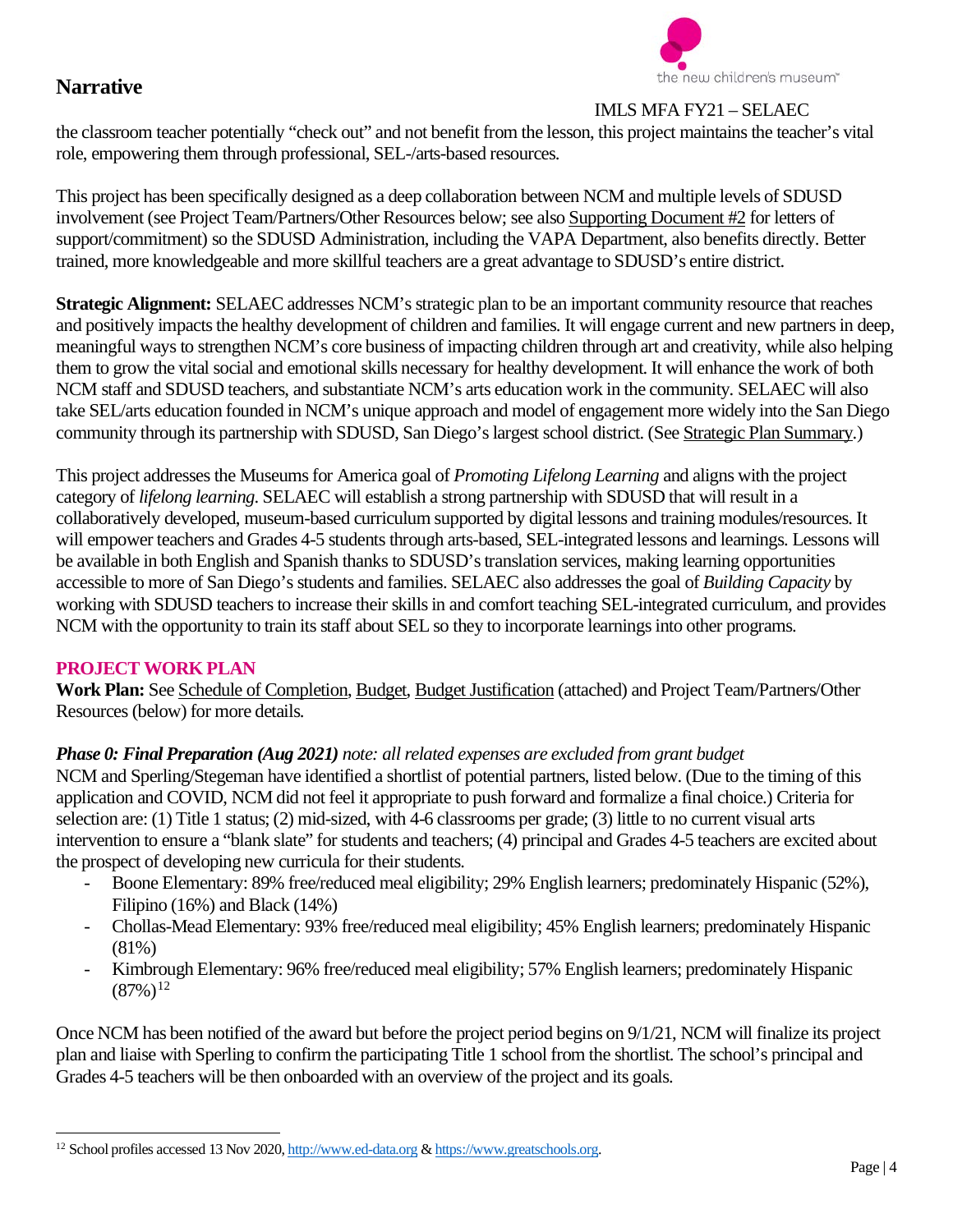the classroom teacher potentially "check out" and not benefit from the lesson, this project maintains the teacher's vital role, empowering them through professional, SEL-/arts-based resources.

This project has been specifically designed as a deep collaboration between NCM and multiple levels of SDUSD involvement (see Project Team/Partners/Other Resources below; see also Supporting Document #2 for letters of support/commitment) so the SDUSD Administration, including the VAPA Department, also benefits directly. Better trained, more knowledgeable and more skillful teachers are a great advantage to SDUSD's entire district.

**Strategic Alignment:** SELAEC addresses NCM's strategic plan to be an important community resource that reaches and positively impacts the healthy development of children and families. It will engage current and new partners in deep, meaningful ways to strengthen NCM's core business of impacting children through art and creativity, while also helping them to grow the vital social and emotional skills necessary for healthy development. It will enhance the work of both NCM staff and SDUSD teachers, and substantiate NCM's arts education work in the community. SELAEC will also take SEL/arts education founded in NCM's unique approach and model of engagement more widely into the San Diego community through its partnership with SDUSD, San Diego's largest school district. (See Strategic Plan Summary.)

This project addresses the Museums for America goal of *Promoting Lifelong Learning* and aligns with the project category of *lifelong learning*. SELAEC will establish a strong partnership with SDUSD that will result in a collaboratively developed, museum-based curriculum supported by digital lessons and training modules/resources. It will empower teachers and Grades 4-5 students through arts-based, SEL-integrated lessons and learnings. Lessons will be available in both English and Spanish thanks to SDUSD's translation services, making learning opportunities accessible to more of San Diego's students and families. SELAEC also addresses the goal of *Building Capacity* by working with SDUSD teachers to increase their skills in and comfort teaching SEL-integrated curriculum, and provides NCM with the opportunity to train its staff about SEL so they to incorporate learnings into other programs.

## PROJECT WORK PLAN

**Work Plan:** See Schedule of Completion, Budget, Budget Justification (attached) and Project Team/Partners/Other Resources (below) for more details.

***Phase 0: Final Preparation (Aug 2021)*** *note: all related expenses are excluded from grant budget*

NCM and Sperling/Stegeman have identified a shortlist of potential partners, listed below. (Due to the timing of this application and COVID, NCM did not feel it appropriate to push forward and formalize a final choice.) Criteria for selection are: (1) Title 1 status; (2) mid-sized, with 4-6 classrooms per grade; (3) little to no current visual arts intervention to ensure a "blank slate" for students and teachers; (4) principal and Grades 4-5 teachers are excited about the prospect of developing new curricula for their students.

- Boone Elementary: 89% free/reduced meal eligibility; 29% English learners; predominately Hispanic (52%), Filipino (16%) and Black (14%)
- Chollas-Mead Elementary: 93% free/reduced meal eligibility; 45% English learners; predominately Hispanic (81%)
- Kimbrough Elementary: 96% free/reduced meal eligibility; 57% English learners; predominately Hispanic (87%)[12]

Once NCM has been notified of the award but before the project period begins on 9/1/21, NCM will finalize its project plan and liaise with Sperling to confirm the participating Title 1 school from the shortlist. The school's principal and Grades 4-5 teachers will be then onboarded with an overview of the project and its goals.

[12] School profiles accessed 13 Nov 2020, http://www.ed-data.org & https://www.greatschools.org.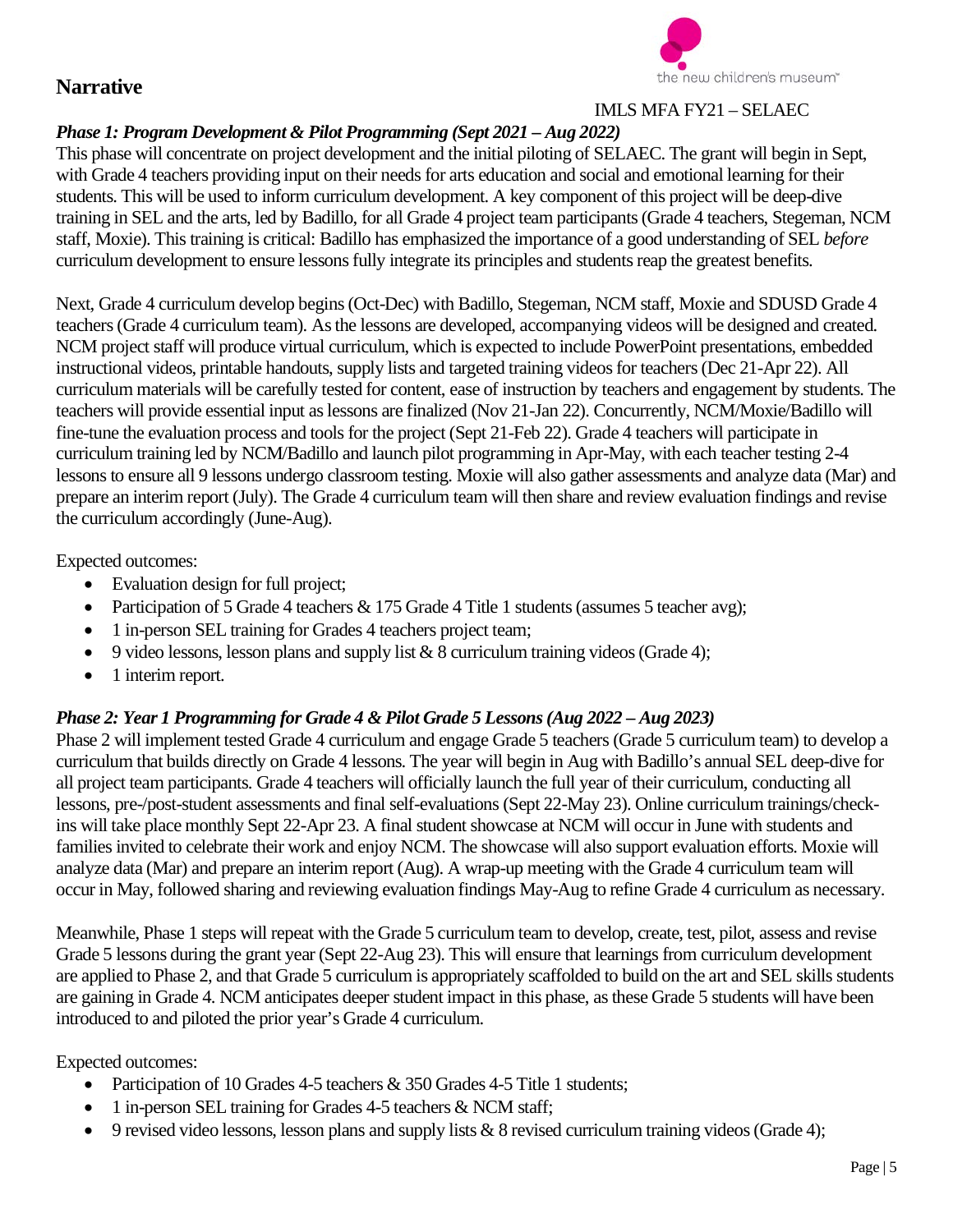## Narrative

### *Phase 1: Program Development & Pilot Programming (Sept 2021 – Aug 2022)*

This phase will concentrate on project development and the initial piloting of SELAEC. The grant will begin in Sept, with Grade 4 teachers providing input on their needs for arts education and social and emotional learning for their students. This will be used to inform curriculum development. A key component of this project will be deep-dive training in SEL and the arts, led by Badillo, for all Grade 4 project team participants (Grade 4 teachers, Stegeman, NCM staff, Moxie). This training is critical: Badillo has emphasized the importance of a good understanding of SEL *before* curriculum development to ensure lessons fully integrate its principles and students reap the greatest benefits.

Next, Grade 4 curriculum develop begins (Oct-Dec) with Badillo, Stegeman, NCM staff, Moxie and SDUSD Grade 4 teachers (Grade 4 curriculum team). As the lessons are developed, accompanying videos will be designed and created. NCM project staff will produce virtual curriculum, which is expected to include PowerPoint presentations, embedded instructional videos, printable handouts, supply lists and targeted training videos for teachers (Dec 21-Apr 22). All curriculum materials will be carefully tested for content, ease of instruction by teachers and engagement by students. The teachers will provide essential input as lessons are finalized (Nov 21-Jan 22). Concurrently, NCM/Moxie/Badillo will fine-tune the evaluation process and tools for the project (Sept 21-Feb 22). Grade 4 teachers will participate in curriculum training led by NCM/Badillo and launch pilot programming in Apr-May, with each teacher testing 2-4 lessons to ensure all 9 lessons undergo classroom testing. Moxie will also gather assessments and analyze data (Mar) and prepare an interim report (July). The Grade 4 curriculum team will then share and review evaluation findings and revise the curriculum accordingly (June-Aug).

Expected outcomes:

- Evaluation design for full project;
- Participation of 5 Grade 4 teachers & 175 Grade 4 Title 1 students (assumes 5 teacher avg);
- 1 in-person SEL training for Grades 4 teachers project team;
- 9 video lessons, lesson plans and supply list & 8 curriculum training videos (Grade 4);
- 1 interim report.

### *Phase 2: Year 1 Programming for Grade 4 & Pilot Grade 5 Lessons (Aug 2022 – Aug 2023)*

Phase 2 will implement tested Grade 4 curriculum and engage Grade 5 teachers (Grade 5 curriculum team) to develop a curriculum that builds directly on Grade 4 lessons. The year will begin in Aug with Badillo's annual SEL deep-dive for all project team participants. Grade 4 teachers will officially launch the full year of their curriculum, conducting all lessons, pre-/post-student assessments and final self-evaluations (Sept 22-May 23). Online curriculum trainings/check-ins will take place monthly Sept 22-Apr 23. A final student showcase at NCM will occur in June with students and families invited to celebrate their work and enjoy NCM. The showcase will also support evaluation efforts. Moxie will analyze data (Mar) and prepare an interim report (Aug). A wrap-up meeting with the Grade 4 curriculum team will occur in May, followed sharing and reviewing evaluation findings May-Aug to refine Grade 4 curriculum as necessary.

Meanwhile, Phase 1 steps will repeat with the Grade 5 curriculum team to develop, create, test, pilot, assess and revise Grade 5 lessons during the grant year (Sept 22-Aug 23). This will ensure that learnings from curriculum development are applied to Phase 2, and that Grade 5 curriculum is appropriately scaffolded to build on the art and SEL skills students are gaining in Grade 4. NCM anticipates deeper student impact in this phase, as these Grade 5 students will have been introduced to and piloted the prior year's Grade 4 curriculum.

Expected outcomes:

- Participation of 10 Grades 4-5 teachers & 350 Grades 4-5 Title 1 students;
- 1 in-person SEL training for Grades 4-5 teachers & NCM staff;
- 9 revised video lessons, lesson plans and supply lists & 8 revised curriculum training videos (Grade 4);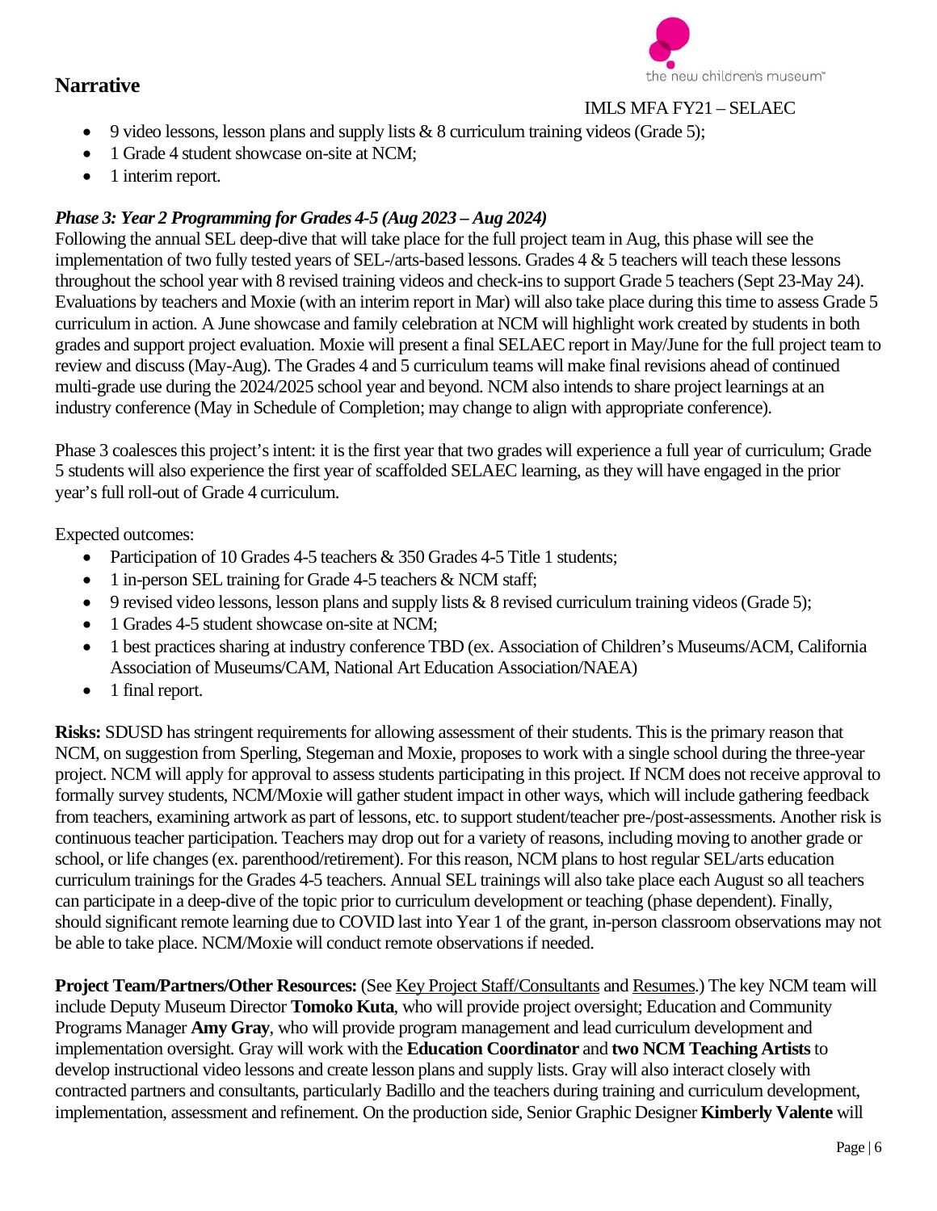- 9 video lessons, lesson plans and supply lists & 8 curriculum training videos (Grade 5);
- 1 Grade 4 student showcase on-site at NCM;
- 1 interim report.

### *Phase 3: Year 2 Programming for Grades 4-5 (Aug 2023 – Aug 2024)*

Following the annual SEL deep-dive that will take place for the full project team in Aug, this phase will see the implementation of two fully tested years of SEL-/arts-based lessons. Grades 4 & 5 teachers will teach these lessons throughout the school year with 8 revised training videos and check-ins to support Grade 5 teachers (Sept 23-May 24). Evaluations by teachers and Moxie (with an interim report in Mar) will also take place during this time to assess Grade 5 curriculum in action. A June showcase and family celebration at NCM will highlight work created by students in both grades and support project evaluation. Moxie will present a final SELAEC report in May/June for the full project team to review and discuss (May-Aug). The Grades 4 and 5 curriculum teams will make final revisions ahead of continued multi-grade use during the 2024/2025 school year and beyond. NCM also intends to share project learnings at an industry conference (May in Schedule of Completion; may change to align with appropriate conference).

Phase 3 coalesces this project's intent: it is the first year that two grades will experience a full year of curriculum; Grade 5 students will also experience the first year of scaffolded SELAEC learning, as they will have engaged in the prior year's full roll-out of Grade 4 curriculum.

Expected outcomes:

- Participation of 10 Grades 4-5 teachers & 350 Grades 4-5 Title 1 students;
- 1 in-person SEL training for Grade 4-5 teachers & NCM staff;
- 9 revised video lessons, lesson plans and supply lists & 8 revised curriculum training videos (Grade 5);
- 1 Grades 4-5 student showcase on-site at NCM;
- 1 best practices sharing at industry conference TBD (ex. Association of Children's Museums/ACM, California Association of Museums/CAM, National Art Education Association/NAEA)
- 1 final report.

**Risks:** SDUSD has stringent requirements for allowing assessment of their students. This is the primary reason that NCM, on suggestion from Sperling, Stegeman and Moxie, proposes to work with a single school during the three-year project. NCM will apply for approval to assess students participating in this project. If NCM does not receive approval to formally survey students, NCM/Moxie will gather student impact in other ways, which will include gathering feedback from teachers, examining artwork as part of lessons, etc. to support student/teacher pre-/post-assessments. Another risk is continuous teacher participation. Teachers may drop out for a variety of reasons, including moving to another grade or school, or life changes (ex. parenthood/retirement). For this reason, NCM plans to host regular SEL/arts education curriculum trainings for the Grades 4-5 teachers. Annual SEL trainings will also take place each August so all teachers can participate in a deep-dive of the topic prior to curriculum development or teaching (phase dependent). Finally, should significant remote learning due to COVID last into Year 1 of the grant, in-person classroom observations may not be able to take place. NCM/Moxie will conduct remote observations if needed.

**Project Team/Partners/Other Resources:** (See Key Project Staff/Consultants and Resumes.) The key NCM team will include Deputy Museum Director **Tomoko Kuta**, who will provide project oversight; Education and Community Programs Manager **Amy Gray**, who will provide program management and lead curriculum development and implementation oversight. Gray will work with the **Education Coordinator** and **two NCM Teaching Artists** to develop instructional video lessons and create lesson plans and supply lists. Gray will also interact closely with contracted partners and consultants, particularly Badillo and the teachers during training and curriculum development, implementation, assessment and refinement. On the production side, Senior Graphic Designer **Kimberly Valente** will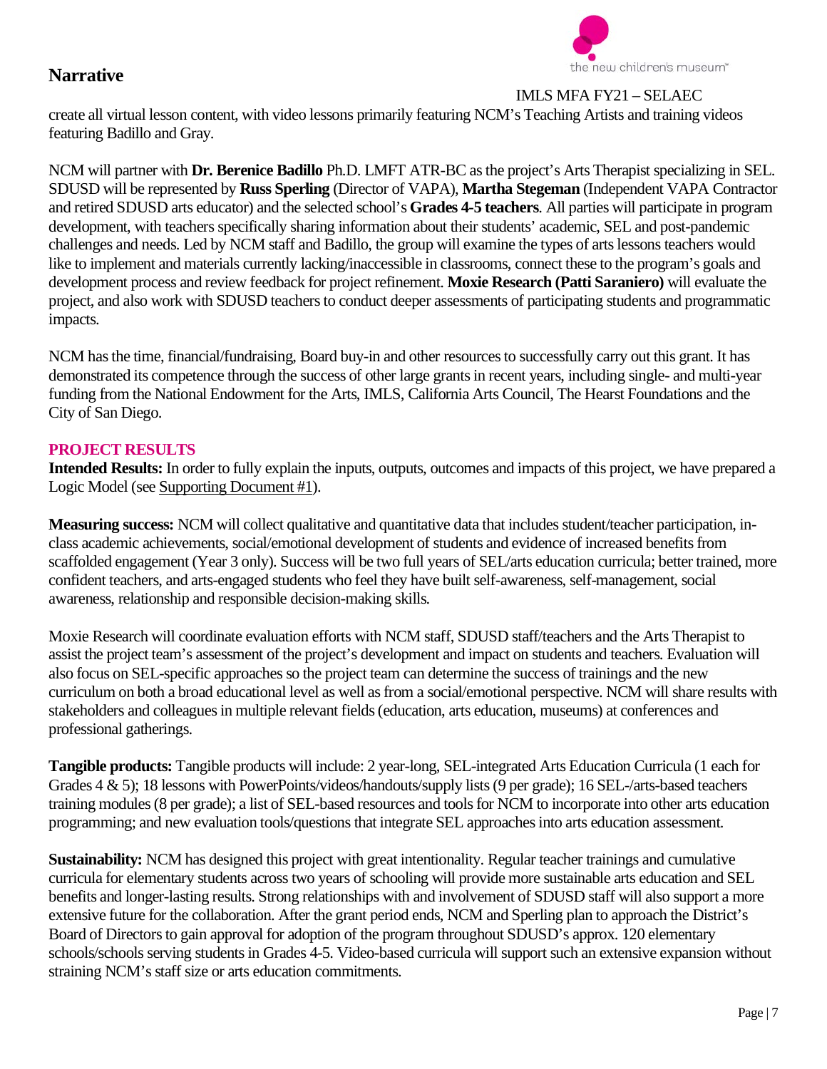create all virtual lesson content, with video lessons primarily featuring NCM's Teaching Artists and training videos featuring Badillo and Gray.

NCM will partner with **Dr. Berenice Badillo** Ph.D. LMFT ATR-BC as the project's Arts Therapist specializing in SEL. SDUSD will be represented by **Russ Sperling** (Director of VAPA), **Martha Stegeman** (Independent VAPA Contractor and retired SDUSD arts educator) and the selected school's **Grades 4-5 teachers**. All parties will participate in program development, with teachers specifically sharing information about their students' academic, SEL and post-pandemic challenges and needs. Led by NCM staff and Badillo, the group will examine the types of arts lessons teachers would like to implement and materials currently lacking/inaccessible in classrooms, connect these to the program's goals and development process and review feedback for project refinement. **Moxie Research (Patti Saraniero)** will evaluate the project, and also work with SDUSD teachers to conduct deeper assessments of participating students and programmatic impacts.

NCM has the time, financial/fundraising, Board buy-in and other resources to successfully carry out this grant. It has demonstrated its competence through the success of other large grants in recent years, including single- and multi-year funding from the National Endowment for the Arts, IMLS, California Arts Council, The Hearst Foundations and the City of San Diego.

## PROJECT RESULTS

**Intended Results:** In order to fully explain the inputs, outputs, outcomes and impacts of this project, we have prepared a Logic Model (see Supporting Document #1).

**Measuring success:** NCM will collect qualitative and quantitative data that includes student/teacher participation, in-class academic achievements, social/emotional development of students and evidence of increased benefits from scaffolded engagement (Year 3 only). Success will be two full years of SEL/arts education curricula; better trained, more confident teachers, and arts-engaged students who feel they have built self-awareness, self-management, social awareness, relationship and responsible decision-making skills.

Moxie Research will coordinate evaluation efforts with NCM staff, SDUSD staff/teachers and the Arts Therapist to assist the project team's assessment of the project's development and impact on students and teachers. Evaluation will also focus on SEL-specific approaches so the project team can determine the success of trainings and the new curriculum on both a broad educational level as well as from a social/emotional perspective. NCM will share results with stakeholders and colleagues in multiple relevant fields (education, arts education, museums) at conferences and professional gatherings.

**Tangible products:** Tangible products will include: 2 year-long, SEL-integrated Arts Education Curricula (1 each for Grades 4 & 5); 18 lessons with PowerPoints/videos/handouts/supply lists (9 per grade); 16 SEL-/arts-based teachers training modules (8 per grade); a list of SEL-based resources and tools for NCM to incorporate into other arts education programming; and new evaluation tools/questions that integrate SEL approaches into arts education assessment.

**Sustainability:** NCM has designed this project with great intentionality. Regular teacher trainings and cumulative curricula for elementary students across two years of schooling will provide more sustainable arts education and SEL benefits and longer-lasting results. Strong relationships with and involvement of SDUSD staff will also support a more extensive future for the collaboration. After the grant period ends, NCM and Sperling plan to approach the District's Board of Directors to gain approval for adoption of the program throughout SDUSD's approx. 120 elementary schools/schools serving students in Grades 4-5. Video-based curricula will support such an extensive expansion without straining NCM's staff size or arts education commitments.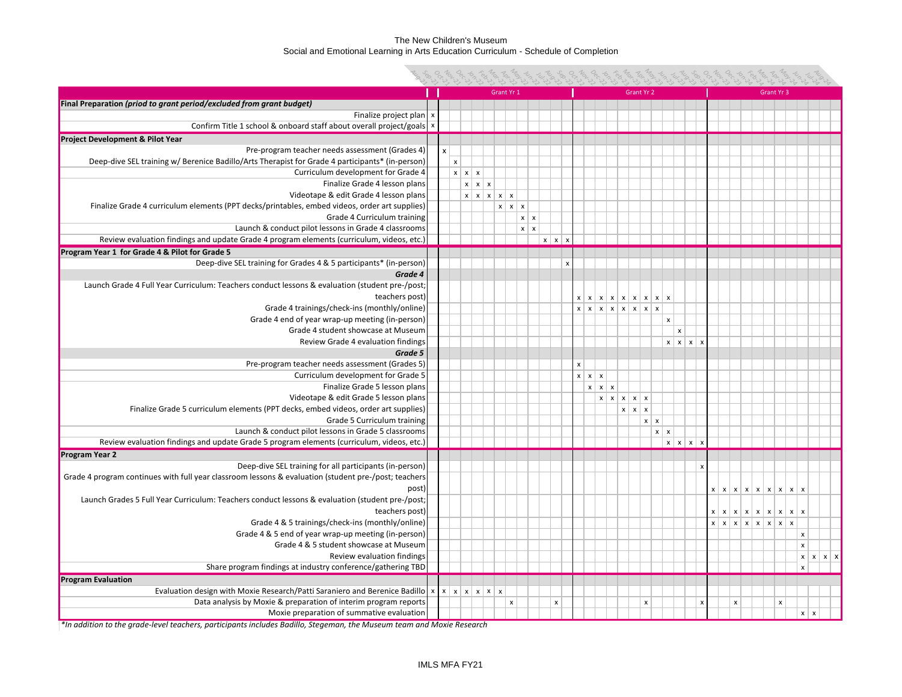# The New Children's Museum
## Social and Emotional Learning in Arts Education Curriculum - Schedule of Completion

| Task | Aug-21 | Sep-21 | Oct-21 | Nov-21 | Dec-21 | Jan-22 | Feb-22 | Mar-22 | Apr-22 | May-22 | Jun-22 | Jul-22 | Aug-22 | Sep-22 | Oct-22 | Nov-22 | Dec-22 | Jan-23 | Feb-23 | Mar-23 | Apr-23 | May-23 | Jun-23 | Jul-23 | Aug-23 | Sep-23 | Oct-23 | Nov-23 | Dec-23 | Jan-24 | Feb-24 | Mar-24 | Apr-24 | May-24 | Jun-24 | Jul-24 | Aug-24 |
|---|---|---|---|---|---|---|---|---|---|---|---|---|---|---|---|---|---|---|---|---|---|---|---|---|---|---|---|---|---|---|---|---|---|---|---|---|---|
| | | Grant Yr 1 | | | | | | | | | | | | Grant Yr 2 | | | | | | | | | | | | Grant Yr 3 | | | | | | | | | | | |
| **Final Preparation *(priod to grant period/excluded from grant budget)*** | | | | | | | | | | | | | | | | | | | | | | | | | | | | | | | | | | | | | |
| Finalize project plan | x | | | | | | | | | | | | | | | | | | | | | | | | | | | | | | | | | | | | |
| Confirm Title 1 school & onboard staff about overall project/goals | x | | | | | | | | | | | | | | | | | | | | | | | | | | | | | | | | | | | | |
| **Project Development & Pilot Year** | | | | | | | | | | | | | | | | | | | | | | | | | | | | | | | | | | | | | |
| Pre-program teacher needs assessment (Grades 4) | | x | | | | | | | | | | | | | | | | | | | | | | | | | | | | | | | | | | | |
| Deep-dive SEL training w/ Berenice Badillo/Arts Therapist for Grade 4 participants* (in-person) | | | x | | | | | | | | | | | | | | | | | | | | | | | | | | | | | | | | | | |
| Curriculum development for Grade 4 | | | x | x | x | | | | | | | | | | | | | | | | | | | | | | | | | | | | | | | | |
| Finalize Grade 4 lesson plans | | | | x | x | x | | | | | | | | | | | | | | | | | | | | | | | | | | | | | | | |
| Videotape & edit Grade 4 lesson plans | | | | x | x | x | x | x | | | | | | | | | | | | | | | | | | | | | | | | | | | | | |
| Finalize Grade 4 curriculum elements (PPT decks/printables, embed videos, order art supplies) | | | | | | | x | x | x | | | | | | | | | | | | | | | | | | | | | | | | | | | | |
| Grade 4 Curriculum training | | | | | | | | | x | x | | | | | | | | | | | | | | | | | | | | | | | | | | | |
| Launch & conduct pilot lessons in Grade 4 classrooms | | | | | | | | | x | x | | | | | | | | | | | | | | | | | | | | | | | | | | | |
| Review evaluation findings and update Grade 4 program elements (curriculum, videos, etc.) | | | | | | | | | | | x | x | x | | | | | | | | | | | | | | | | | | | | | | | | |
| **Program Year 1 for Grade 4 & Pilot for Grade 5** | | | | | | | | | | | | | | | | | | | | | | | | | | | | | | | | | | | | | |
| Deep-dive SEL training for Grades 4 & 5 participants* (in-person) | | | | | | | | | | | | | x | | | | | | | | | | | | | | | | | | | | | | | | |
| ***Grade 4*** | | | | | | | | | | | | | | | | | | | | | | | | | | | | | | | | | | | | | |
| Launch Grade 4 Full Year Curriculum: Teachers conduct lessons & evaluation (student pre-/post; teachers post) | | | | | | | | | | | | | | x | x | x | x | x | x | x | x | x | | | | | | | | | | | | | | | |
| Grade 4 trainings/check-ins (monthly/online) | | | | | | | | | | | | | | x | x | x | x | x | x | x | x | | | | | | | | | | | | | | | | |
| Grade 4 end of year wrap-up meeting (in-person) | | | | | | | | | | | | | | | | | | | | | | x | | | | | | | | | | | | | | | |
| Grade 4 student showcase at Museum | | | | | | | | | | | | | | | | | | | | | | | x | | | | | | | | | | | | | | |
| Review Grade 4 evaluation findings | | | | | | | | | | | | | | | | | | | | | | x | x | x | x | | | | | | | | | | | | |
| ***Grade 5*** | | | | | | | | | | | | | | | | | | | | | | | | | | | | | | | | | | | | | |
| Pre-program teacher needs assessment (Grades 5) | | | | | | | | | | | | | | x | | | | | | | | | | | | | | | | | | | | | | | |
| Curriculum development for Grade 5 | | | | | | | | | | | | | | x | x | x | | | | | | | | | | | | | | | | | | | | | |
| Finalize Grade 5 lesson plans | | | | | | | | | | | | | | | x | x | x | | | | | | | | | | | | | | | | | | | | |
| Videotape & edit Grade 5 lesson plans | | | | | | | | | | | | | | | | x | x | x | x | x | | | | | | | | | | | | | | | | | |
| Finalize Grade 5 curriculum elements (PPT decks, embed videos, order art supplies) | | | | | | | | | | | | | | | | | | x | x | x | | | | | | | | | | | | | | | | | |
| Grade 5 Curriculum training | | | | | | | | | | | | | | | | | | | | x | x | | | | | | | | | | | | | | | | |
| Launch & conduct pilot lessons in Grade 5 classrooms | | | | | | | | | | | | | | | | | | | | | x | x | | | | | | | | | | | | | | | |
| Review evaluation findings and update Grade 5 program elements (curriculum, videos, etc.) | | | | | | | | | | | | | | | | | | | | | | x | x | x | x | | | | | | | | | | | | |
| **Program Year 2** | | | | | | | | | | | | | | | | | | | | | | | | | | | | | | | | | | | | | |
| Deep-dive SEL training for all participants (in-person) | | | | | | | | | | | | | | | | | | | | | | | | | x | | | | | | | | | | | | |
| Grade 4 program continues with full year classroom lessons & evaluation (student pre-/post; teachers post) | | | | | | | | | | | | | | | | | | | | | | | | | | x | x | x | x | x | x | x | x | x | | | |
| Launch Grades 5 Full Year Curriculum: Teachers conduct lessons & evaluation (student pre-/post; teachers post) | | | | | | | | | | | | | | | | | | | | | | | | | | x | x | x | x | x | x | x | x | x | | | |
| Grade 4 & 5 trainings/check-ins (monthly/online) | | | | | | | | | | | | | | | | | | | | | | | | | | x | x | x | x | x | x | x | x | | | | |
| Grade 4 & 5 end of year wrap-up meeting (in-person) | | | | | | | | | | | | | | | | | | | | | | | | | | | | | | | | | | x | | | |
| Grade 4 & 5 student showcase at Museum | | | | | | | | | | | | | | | | | | | | | | | | | | | | | | | | | | x | | | |
| Review evaluation findings | | | | | | | | | | | | | | | | | | | | | | | | | | | | | | | | | | x | x | x | x |
| Share program findings at industry conference/gathering TBD | | | | | | | | | | | | | | | | | | | | | | | | | | | | | | | | | | x | | | |
| **Program Evaluation** | | | | | | | | | | | | | | | | | | | | | | | | | | | | | | | | | | | | | |
| Evaluation design with Moxie Research/Patti Saraniero and Berenice Badillo | x | x | x | x | x | x | x | | | | | | | | | | | | | | | | | | | | | | | | | | | | | | |
| Data analysis by Moxie & preparation of interim program reports | | | | | | | | x | | | | x | | | | | | | | x | | | | | x | | | x | | | | x | | | | | |
| Moxie preparation of summative evaluation | | | | | | | | | | | | | | | | | | | | | | | | | | | | | | | | | | x | x | | |

**In addition to the grade-level teachers, participants includes Badillo, Stegeman, the Museum team and Moxie Research*

IMLS MFA FY21